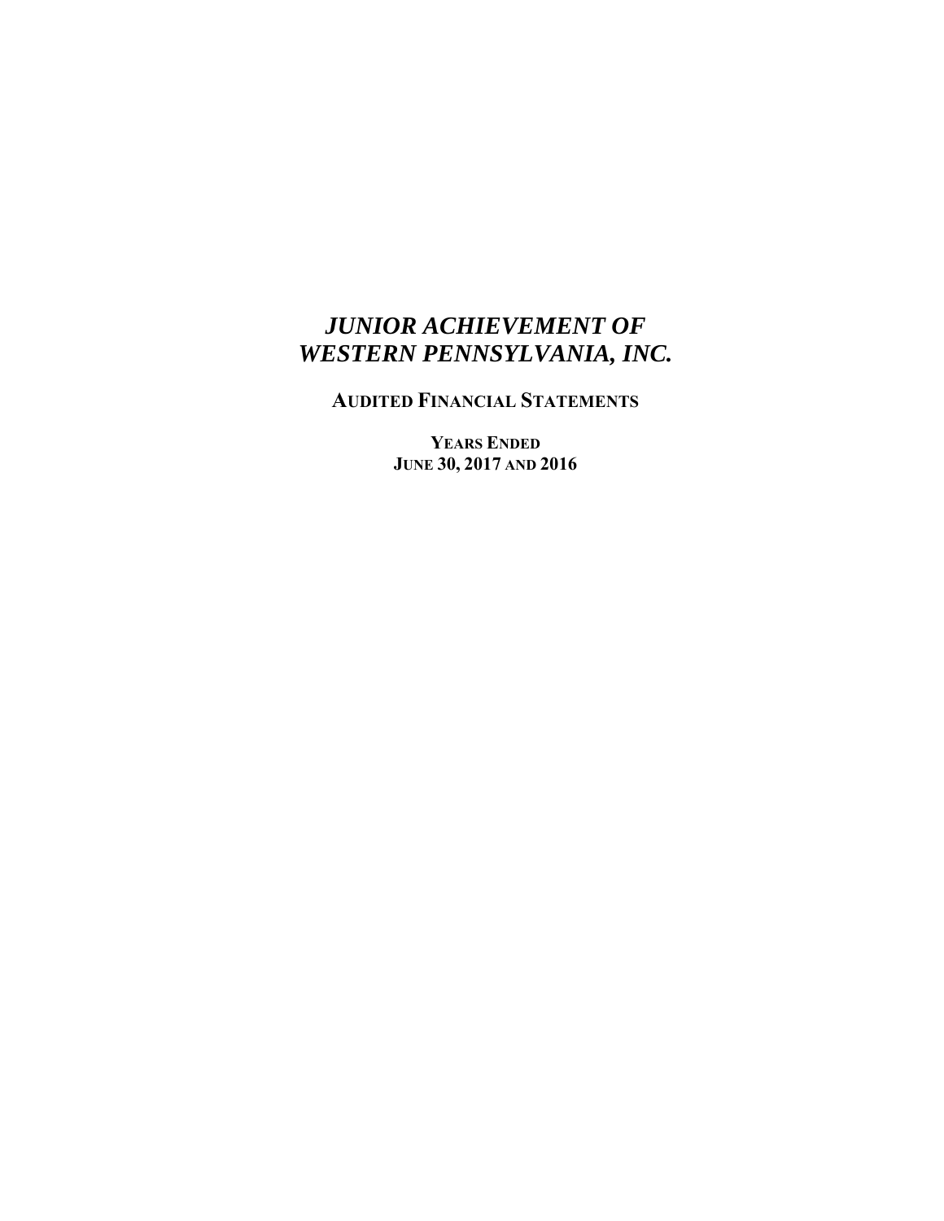# *JUNIOR ACHIEVEMENT OF WESTERN PENNSYLVANIA, INC.*

## AUDITED FINANCIAL STATEMENTS

**YEARS ENDED**
**JUNE 30, 2017 AND 2016**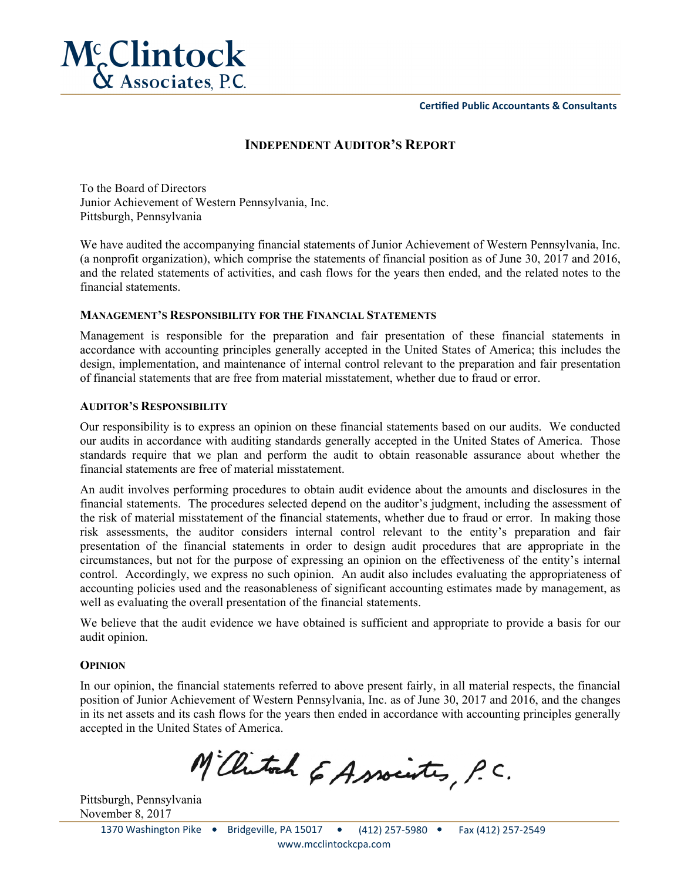# McClintock & Associates, P.C.

**Certified Public Accountants & Consultants**

## INDEPENDENT AUDITOR'S REPORT

To the Board of Directors
Junior Achievement of Western Pennsylvania, Inc.
Pittsburgh, Pennsylvania

We have audited the accompanying financial statements of Junior Achievement of Western Pennsylvania, Inc. (a nonprofit organization), which comprise the statements of financial position as of June 30, 2017 and 2016, and the related statements of activities, and cash flows for the years then ended, and the related notes to the financial statements.

### MANAGEMENT'S RESPONSIBILITY FOR THE FINANCIAL STATEMENTS

Management is responsible for the preparation and fair presentation of these financial statements in accordance with accounting principles generally accepted in the United States of America; this includes the design, implementation, and maintenance of internal control relevant to the preparation and fair presentation of financial statements that are free from material misstatement, whether due to fraud or error.

### AUDITOR'S RESPONSIBILITY

Our responsibility is to express an opinion on these financial statements based on our audits. We conducted our audits in accordance with auditing standards generally accepted in the United States of America. Those standards require that we plan and perform the audit to obtain reasonable assurance about whether the financial statements are free of material misstatement.

An audit involves performing procedures to obtain audit evidence about the amounts and disclosures in the financial statements. The procedures selected depend on the auditor's judgment, including the assessment of the risk of material misstatement of the financial statements, whether due to fraud or error. In making those risk assessments, the auditor considers internal control relevant to the entity's preparation and fair presentation of the financial statements in order to design audit procedures that are appropriate in the circumstances, but not for the purpose of expressing an opinion on the effectiveness of the entity's internal control. Accordingly, we express no such opinion. An audit also includes evaluating the appropriateness of accounting policies used and the reasonableness of significant accounting estimates made by management, as well as evaluating the overall presentation of the financial statements.

We believe that the audit evidence we have obtained is sufficient and appropriate to provide a basis for our audit opinion.

### OPINION

In our opinion, the financial statements referred to above present fairly, in all material respects, the financial position of Junior Achievement of Western Pennsylvania, Inc. as of June 30, 2017 and 2016, and the changes in its net assets and its cash flows for the years then ended in accordance with accounting principles generally accepted in the United States of America.

McClintock & Associates, P.C.

Pittsburgh, Pennsylvania
November 8, 2017

1370 Washington Pike • Bridgeville, PA 15017 • (412) 257-5980 • Fax (412) 257-2549
www.mcclintockcpa.com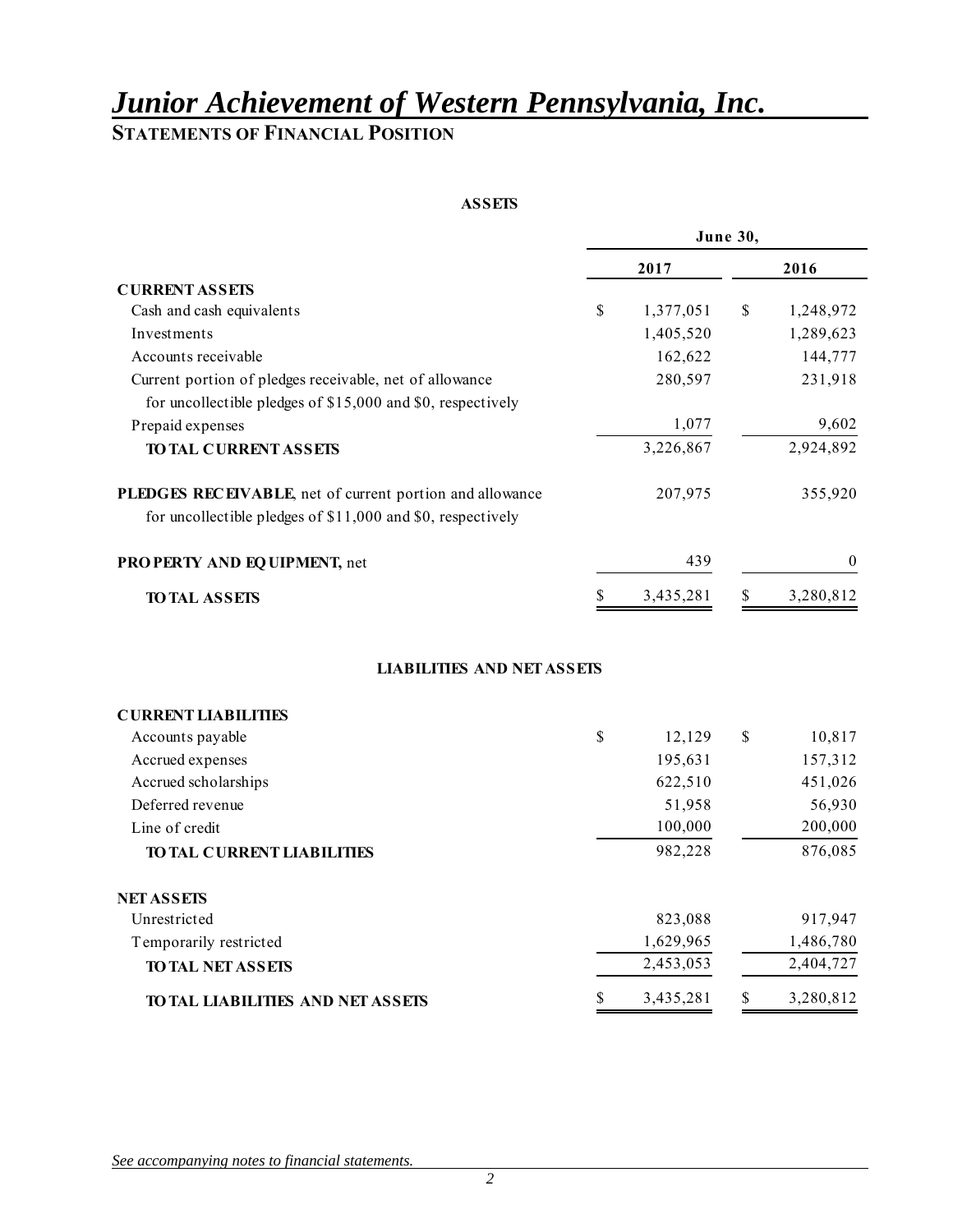# *Junior Achievement of Western Pennsylvania, Inc.*

## STATEMENTS OF FINANCIAL POSITION

**ASSETS**

| | June 30, | |
|---|---|---|
| | **2017** | **2016** |
| **CURRENT ASSETS** | | |
| Cash and cash equivalents | $ 1,377,051 | $ 1,248,972 |
| Investments | 1,405,520 | 1,289,623 |
| Accounts receivable | 162,622 | 144,777 |
| Current portion of pledges receivable, net of allowance for uncollectible pledges of $15,000 and $0, respectively | 280,597 | 231,918 |
| Prepaid expenses | 1,077 | 9,602 |
| **TOTAL CURRENT ASSETS** | 3,226,867 | 2,924,892 |
| **PLEDGES RECEIVABLE**, net of current portion and allowance for uncollectible pledges of $11,000 and $0, respectively | 207,975 | 355,920 |
| **PROPERTY AND EQUIPMENT,** net | 439 | 0 |
| **TOTAL ASSETS** | $ 3,435,281 | $ 3,280,812 |

**LIABILITIES AND NET ASSETS**

| | **2017** | **2016** |
|---|---|---|
| **CURRENT LIABILITIES** | | |
| Accounts payable | $ 12,129 | $ 10,817 |
| Accrued expenses | 195,631 | 157,312 |
| Accrued scholarships | 622,510 | 451,026 |
| Deferred revenue | 51,958 | 56,930 |
| Line of credit | 100,000 | 200,000 |
| **TOTAL CURRENT LIABILITIES** | 982,228 | 876,085 |
| **NET ASSETS** | | |
| Unrestricted | 823,088 | 917,947 |
| Temporarily restricted | 1,629,965 | 1,486,780 |
| **TOTAL NET ASSETS** | 2,453,053 | 2,404,727 |
| **TOTAL LIABILITIES AND NET ASSETS** | $ 3,435,281 | $ 3,280,812 |

*See accompanying notes to financial statements.*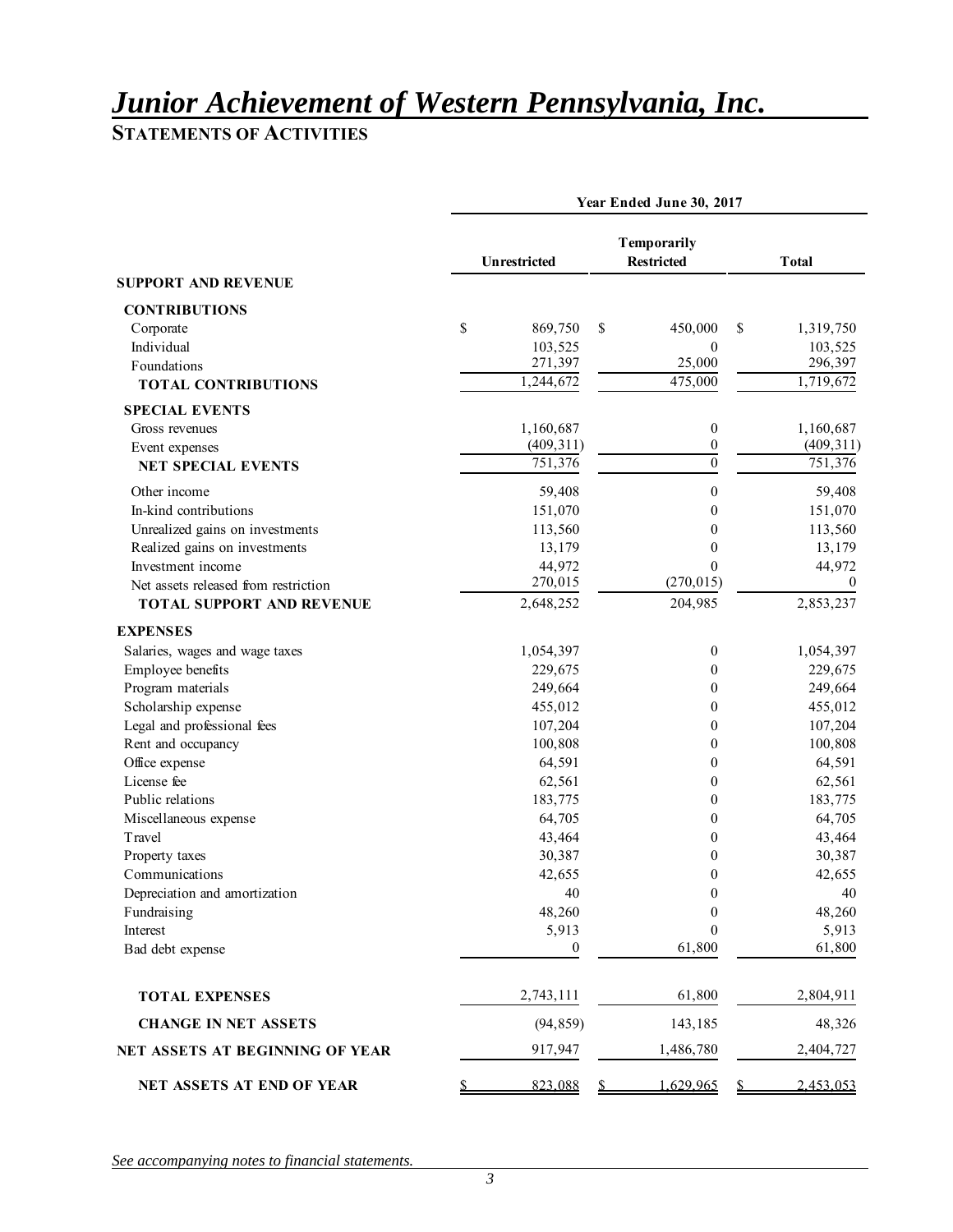# *Junior Achievement of Western Pennsylvania, Inc.*

## STATEMENTS OF ACTIVITIES

| | Year Ended June 30, 2017 | | |
|---|---|---|---|
| | Unrestricted | Temporarily Restricted | Total |
| **SUPPORT AND REVENUE** | | | |
| **CONTRIBUTIONS** | | | |
| Corporate | $ 869,750 | $ 450,000 | $ 1,319,750 |
| Individual | 103,525 | 0 | 103,525 |
| Foundations | 271,397 | 25,000 | 296,397 |
| **TOTAL CONTRIBUTIONS** | 1,244,672 | 475,000 | 1,719,672 |
| **SPECIAL EVENTS** | | | |
| Gross revenues | 1,160,687 | 0 | 1,160,687 |
| Event expenses | (409,311) | 0 | (409,311) |
| **NET SPECIAL EVENTS** | 751,376 | 0 | 751,376 |
| Other income | 59,408 | 0 | 59,408 |
| In-kind contributions | 151,070 | 0 | 151,070 |
| Unrealized gains on investments | 113,560 | 0 | 113,560 |
| Realized gains on investments | 13,179 | 0 | 13,179 |
| Investment income | 44,972 | 0 | 44,972 |
| Net assets released from restriction | 270,015 | (270,015) | 0 |
| **TOTAL SUPPORT AND REVENUE** | 2,648,252 | 204,985 | 2,853,237 |
| **EXPENSES** | | | |
| Salaries, wages and wage taxes | 1,054,397 | 0 | 1,054,397 |
| Employee benefits | 229,675 | 0 | 229,675 |
| Program materials | 249,664 | 0 | 249,664 |
| Scholarship expense | 455,012 | 0 | 455,012 |
| Legal and professional fees | 107,204 | 0 | 107,204 |
| Rent and occupancy | 100,808 | 0 | 100,808 |
| Office expense | 64,591 | 0 | 64,591 |
| License fee | 62,561 | 0 | 62,561 |
| Public relations | 183,775 | 0 | 183,775 |
| Miscellaneous expense | 64,705 | 0 | 64,705 |
| Travel | 43,464 | 0 | 43,464 |
| Property taxes | 30,387 | 0 | 30,387 |
| Communications | 42,655 | 0 | 42,655 |
| Depreciation and amortization | 40 | 0 | 40 |
| Fundraising | 48,260 | 0 | 48,260 |
| Interest | 5,913 | 0 | 5,913 |
| Bad debt expense | 0 | 61,800 | 61,800 |
| **TOTAL EXPENSES** | 2,743,111 | 61,800 | 2,804,911 |
| **CHANGE IN NET ASSETS** | (94,859) | 143,185 | 48,326 |
| **NET ASSETS AT BEGINNING OF YEAR** | 917,947 | 1,486,780 | 2,404,727 |
| **NET ASSETS AT END OF YEAR** | $ 823,088 | $ 1,629,965 | $ 2,453,053 |

*See accompanying notes to financial statements.*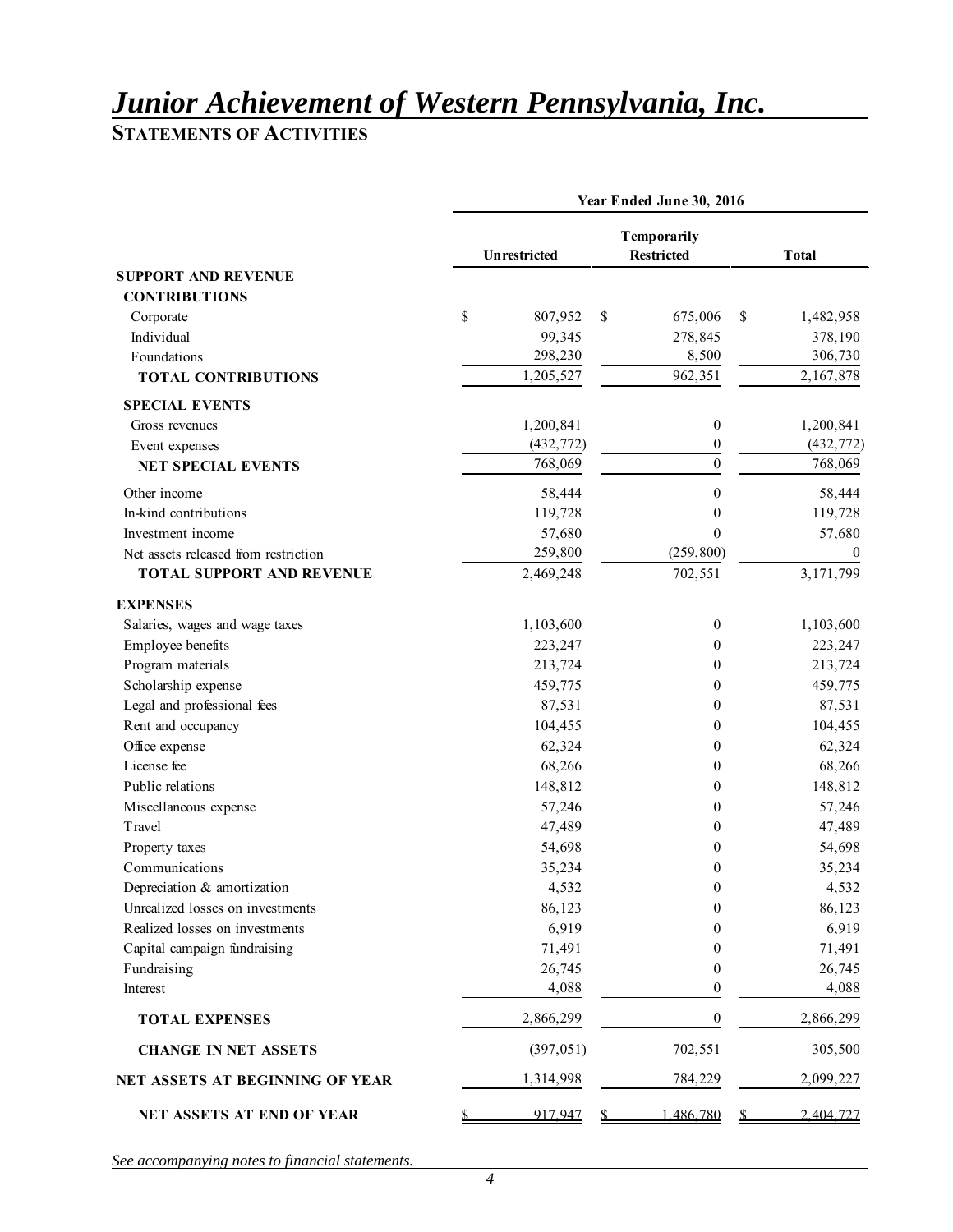# Junior Achievement of Western Pennsylvania, Inc.

## STATEMENTS OF ACTIVITIES

| | Year Ended June 30, 2016 | | |
|---|---|---|---|
| | Unrestricted | Temporarily Restricted | Total |
| **SUPPORT AND REVENUE** | | | |
| **CONTRIBUTIONS** | | | |
| Corporate | $ 807,952 | $ 675,006 | $ 1,482,958 |
| Individual | 99,345 | 278,845 | 378,190 |
| Foundations | 298,230 | 8,500 | 306,730 |
| **TOTAL CONTRIBUTIONS** | 1,205,527 | 962,351 | 2,167,878 |
| **SPECIAL EVENTS** | | | |
| Gross revenues | 1,200,841 | 0 | 1,200,841 |
| Event expenses | (432,772) | 0 | (432,772) |
| **NET SPECIAL EVENTS** | 768,069 | 0 | 768,069 |
| Other income | 58,444 | 0 | 58,444 |
| In-kind contributions | 119,728 | 0 | 119,728 |
| Investment income | 57,680 | 0 | 57,680 |
| Net assets released from restriction | 259,800 | (259,800) | 0 |
| **TOTAL SUPPORT AND REVENUE** | 2,469,248 | 702,551 | 3,171,799 |
| **EXPENSES** | | | |
| Salaries, wages and wage taxes | 1,103,600 | 0 | 1,103,600 |
| Employee benefits | 223,247 | 0 | 223,247 |
| Program materials | 213,724 | 0 | 213,724 |
| Scholarship expense | 459,775 | 0 | 459,775 |
| Legal and professional fees | 87,531 | 0 | 87,531 |
| Rent and occupancy | 104,455 | 0 | 104,455 |
| Office expense | 62,324 | 0 | 62,324 |
| License fee | 68,266 | 0 | 68,266 |
| Public relations | 148,812 | 0 | 148,812 |
| Miscellaneous expense | 57,246 | 0 | 57,246 |
| Travel | 47,489 | 0 | 47,489 |
| Property taxes | 54,698 | 0 | 54,698 |
| Communications | 35,234 | 0 | 35,234 |
| Depreciation & amortization | 4,532 | 0 | 4,532 |
| Unrealized losses on investments | 86,123 | 0 | 86,123 |
| Realized losses on investments | 6,919 | 0 | 6,919 |
| Capital campaign fundraising | 71,491 | 0 | 71,491 |
| Fundraising | 26,745 | 0 | 26,745 |
| Interest | 4,088 | 0 | 4,088 |
| **TOTAL EXPENSES** | 2,866,299 | 0 | 2,866,299 |
| **CHANGE IN NET ASSETS** | (397,051) | 702,551 | 305,500 |
| **NET ASSETS AT BEGINNING OF YEAR** | 1,314,998 | 784,229 | 2,099,227 |
| **NET ASSETS AT END OF YEAR** | $ 917,947 | $ 1,486,780 | $ 2,404,727 |

*See accompanying notes to financial statements.*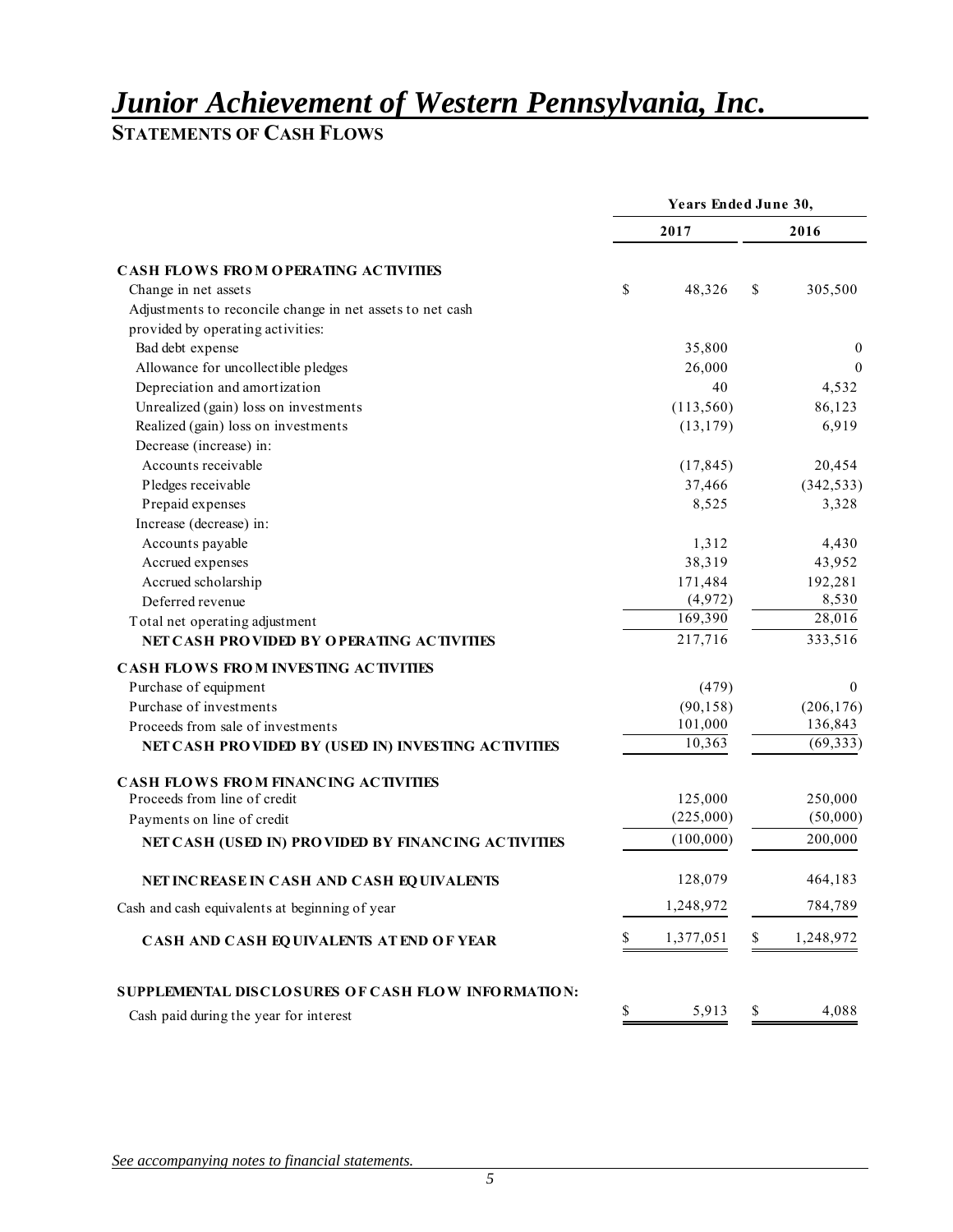# *Junior Achievement of Western Pennsylvania, Inc.*

## STATEMENTS OF CASH FLOWS

| | Years Ended June 30, | |
|---|---|---|
| | 2017 | 2016 |
| **CASH FLOWS FROM OPERATING ACTIVITIES** | | |
| Change in net assets | $ 48,326 | $ 305,500 |
| Adjustments to reconcile change in net assets to net cash provided by operating activities: | | |
| Bad debt expense | 35,800 | 0 |
| Allowance for uncollectible pledges | 26,000 | 0 |
| Depreciation and amortization | 40 | 4,532 |
| Unrealized (gain) loss on investments | (113,560) | 86,123 |
| Realized (gain) loss on investments | (13,179) | 6,919 |
| Decrease (increase) in: | | |
| Accounts receivable | (17,845) | 20,454 |
| Pledges receivable | 37,466 | (342,533) |
| Prepaid expenses | 8,525 | 3,328 |
| Increase (decrease) in: | | |
| Accounts payable | 1,312 | 4,430 |
| Accrued expenses | 38,319 | 43,952 |
| Accrued scholarship | 171,484 | 192,281 |
| Deferred revenue | (4,972) | 8,530 |
| Total net operating adjustment | 169,390 | 28,016 |
| **NET CASH PROVIDED BY OPERATING ACTIVITIES** | 217,716 | 333,516 |
| **CASH FLOWS FROM INVESTING ACTIVITIES** | | |
| Purchase of equipment | (479) | 0 |
| Purchase of investments | (90,158) | (206,176) |
| Proceeds from sale of investments | 101,000 | 136,843 |
| **NET CASH PROVIDED BY (USED IN) INVESTING ACTIVITIES** | 10,363 | (69,333) |
| **CASH FLOWS FROM FINANCING ACTIVITIES** | | |
| Proceeds from line of credit | 125,000 | 250,000 |
| Payments on line of credit | (225,000) | (50,000) |
| **NET CASH (USED IN) PROVIDED BY FINANCING ACTIVITIES** | (100,000) | 200,000 |
| **NET INCREASE IN CASH AND CASH EQUIVALENTS** | 128,079 | 464,183 |
| Cash and cash equivalents at beginning of year | 1,248,972 | 784,789 |
| **CASH AND CASH EQUIVALENTS AT END OF YEAR** | $ 1,377,051 | $ 1,248,972 |
| **SUPPLEMENTAL DISCLOSURES OF CASH FLOW INFORMATION:** | | |
| Cash paid during the year for interest | $ 5,913 | $ 4,088 |

*See accompanying notes to financial statements.*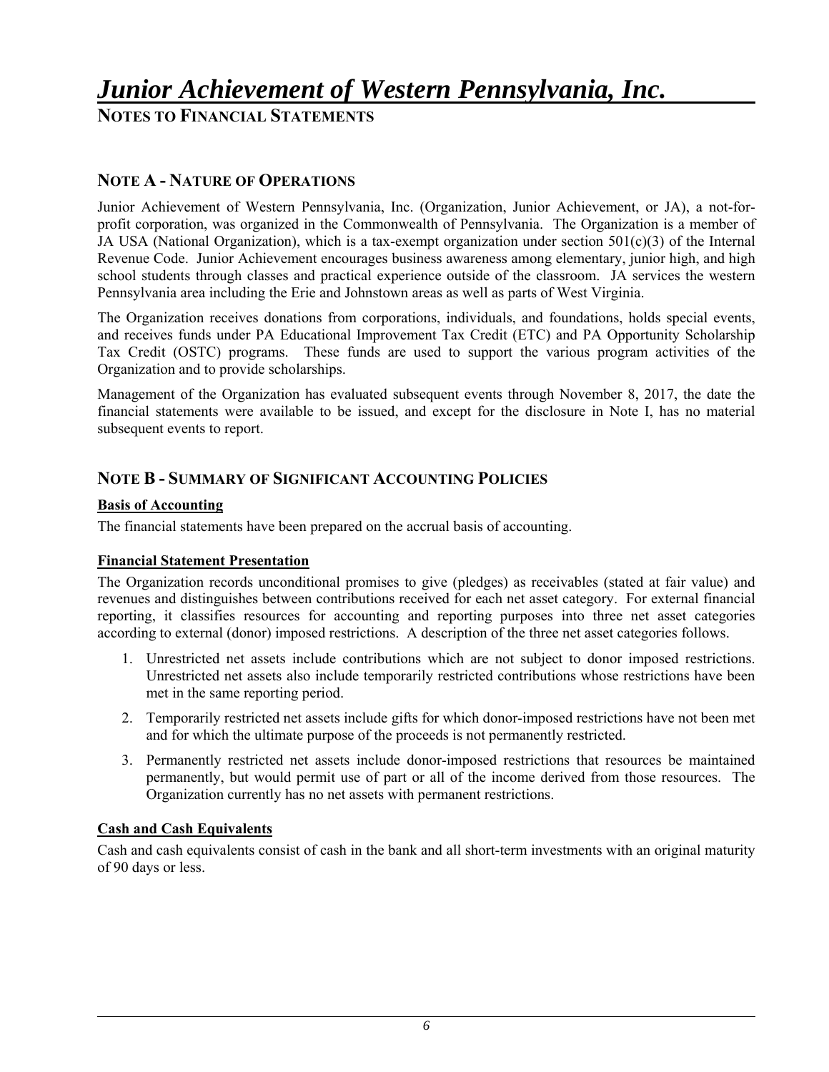# Junior Achievement of Western Pennsylvania, Inc.

## NOTES TO FINANCIAL STATEMENTS

## NOTE A - NATURE OF OPERATIONS

Junior Achievement of Western Pennsylvania, Inc. (Organization, Junior Achievement, or JA), a not-for-profit corporation, was organized in the Commonwealth of Pennsylvania. The Organization is a member of JA USA (National Organization), which is a tax-exempt organization under section 501(c)(3) of the Internal Revenue Code. Junior Achievement encourages business awareness among elementary, junior high, and high school students through classes and practical experience outside of the classroom. JA services the western Pennsylvania area including the Erie and Johnstown areas as well as parts of West Virginia.

The Organization receives donations from corporations, individuals, and foundations, holds special events, and receives funds under PA Educational Improvement Tax Credit (ETC) and PA Opportunity Scholarship Tax Credit (OSTC) programs. These funds are used to support the various program activities of the Organization and to provide scholarships.

Management of the Organization has evaluated subsequent events through November 8, 2017, the date the financial statements were available to be issued, and except for the disclosure in Note I, has no material subsequent events to report.

## NOTE B - SUMMARY OF SIGNIFICANT ACCOUNTING POLICIES

### Basis of Accounting

The financial statements have been prepared on the accrual basis of accounting.

### Financial Statement Presentation

The Organization records unconditional promises to give (pledges) as receivables (stated at fair value) and revenues and distinguishes between contributions received for each net asset category. For external financial reporting, it classifies resources for accounting and reporting purposes into three net asset categories according to external (donor) imposed restrictions. A description of the three net asset categories follows.

1. Unrestricted net assets include contributions which are not subject to donor imposed restrictions. Unrestricted net assets also include temporarily restricted contributions whose restrictions have been met in the same reporting period.
2. Temporarily restricted net assets include gifts for which donor-imposed restrictions have not been met and for which the ultimate purpose of the proceeds is not permanently restricted.
3. Permanently restricted net assets include donor-imposed restrictions that resources be maintained permanently, but would permit use of part or all of the income derived from those resources. The Organization currently has no net assets with permanent restrictions.

### Cash and Cash Equivalents

Cash and cash equivalents consist of cash in the bank and all short-term investments with an original maturity of 90 days or less.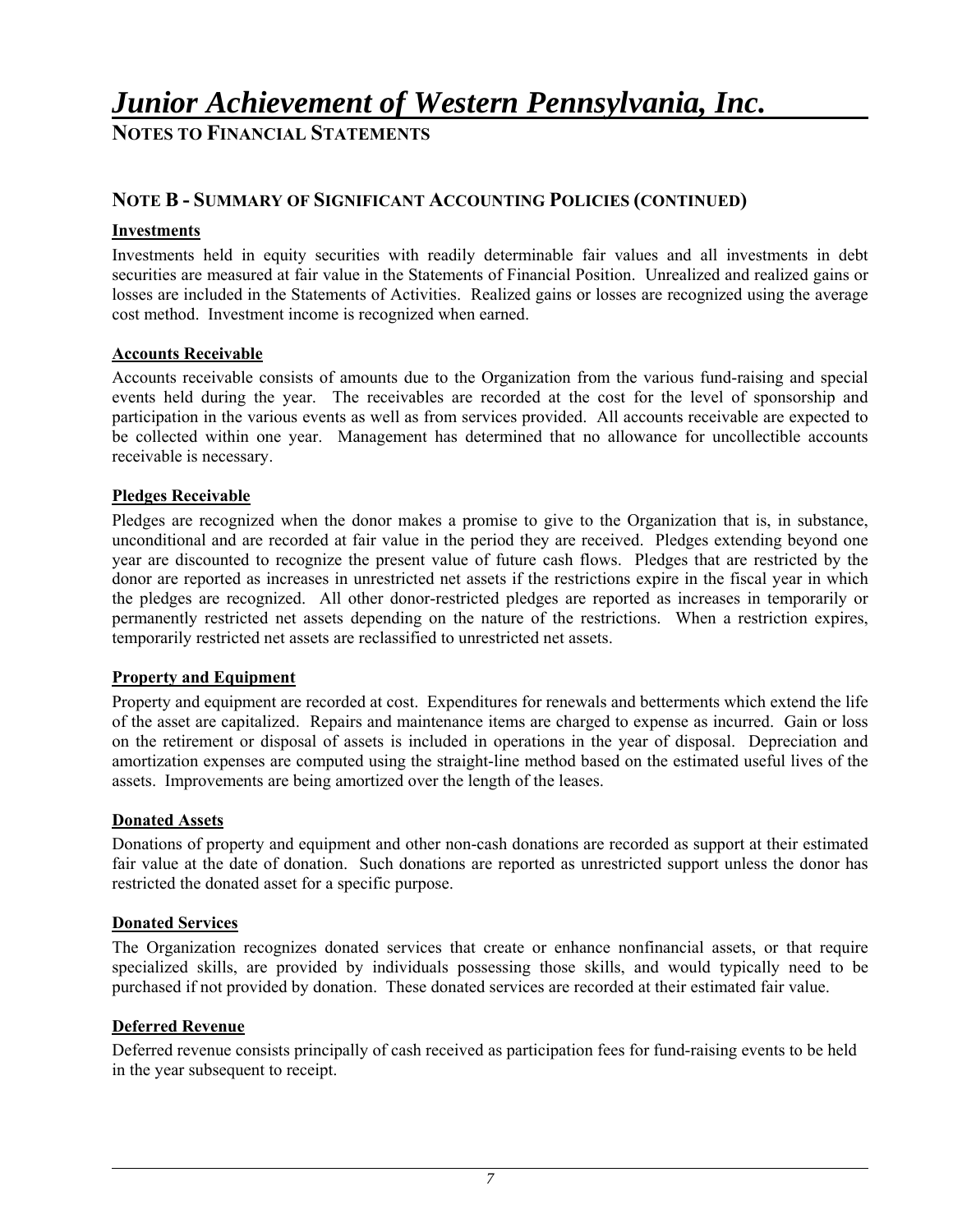# *Junior Achievement of Western Pennsylvania, Inc.*

## NOTES TO FINANCIAL STATEMENTS

### NOTE B - SUMMARY OF SIGNIFICANT ACCOUNTING POLICIES (CONTINUED)

**Investments**

Investments held in equity securities with readily determinable fair values and all investments in debt securities are measured at fair value in the Statements of Financial Position. Unrealized and realized gains or losses are included in the Statements of Activities. Realized gains or losses are recognized using the average cost method. Investment income is recognized when earned.

**Accounts Receivable**

Accounts receivable consists of amounts due to the Organization from the various fund-raising and special events held during the year. The receivables are recorded at the cost for the level of sponsorship and participation in the various events as well as from services provided. All accounts receivable are expected to be collected within one year. Management has determined that no allowance for uncollectible accounts receivable is necessary.

**Pledges Receivable**

Pledges are recognized when the donor makes a promise to give to the Organization that is, in substance, unconditional and are recorded at fair value in the period they are received. Pledges extending beyond one year are discounted to recognize the present value of future cash flows. Pledges that are restricted by the donor are reported as increases in unrestricted net assets if the restrictions expire in the fiscal year in which the pledges are recognized. All other donor-restricted pledges are reported as increases in temporarily or permanently restricted net assets depending on the nature of the restrictions. When a restriction expires, temporarily restricted net assets are reclassified to unrestricted net assets.

**Property and Equipment**

Property and equipment are recorded at cost. Expenditures for renewals and betterments which extend the life of the asset are capitalized. Repairs and maintenance items are charged to expense as incurred. Gain or loss on the retirement or disposal of assets is included in operations in the year of disposal. Depreciation and amortization expenses are computed using the straight-line method based on the estimated useful lives of the assets. Improvements are being amortized over the length of the leases.

**Donated Assets**

Donations of property and equipment and other non-cash donations are recorded as support at their estimated fair value at the date of donation. Such donations are reported as unrestricted support unless the donor has restricted the donated asset for a specific purpose.

**Donated Services**

The Organization recognizes donated services that create or enhance nonfinancial assets, or that require specialized skills, are provided by individuals possessing those skills, and would typically need to be purchased if not provided by donation. These donated services are recorded at their estimated fair value.

**Deferred Revenue**

Deferred revenue consists principally of cash received as participation fees for fund-raising events to be held in the year subsequent to receipt.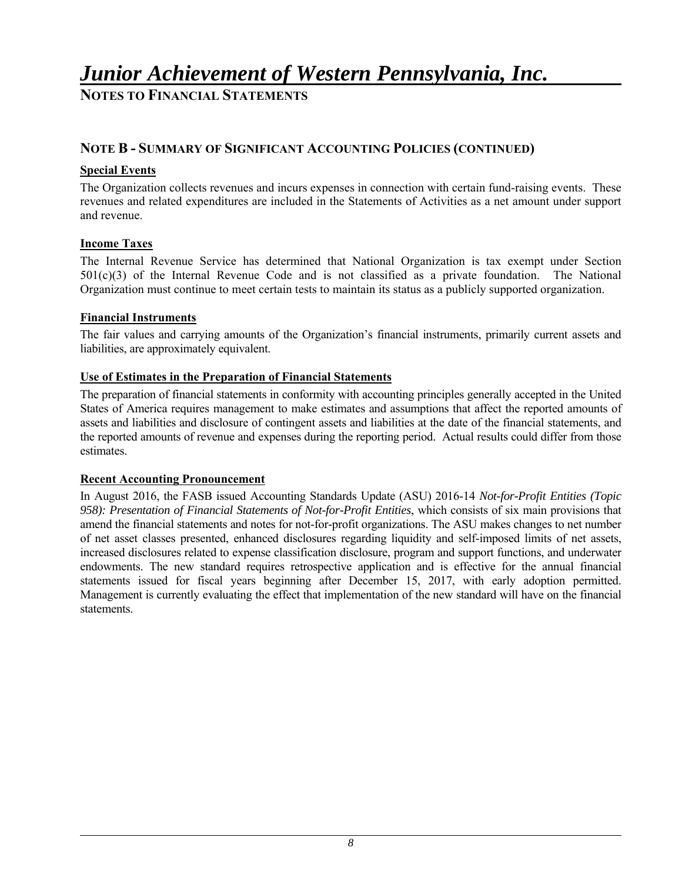# *Junior Achievement of Western Pennsylvania, Inc.*

## NOTES TO FINANCIAL STATEMENTS

### NOTE B - SUMMARY OF SIGNIFICANT ACCOUNTING POLICIES (CONTINUED)

**Special Events**

The Organization collects revenues and incurs expenses in connection with certain fund-raising events. These revenues and related expenditures are included in the Statements of Activities as a net amount under support and revenue.

**Income Taxes**

The Internal Revenue Service has determined that National Organization is tax exempt under Section 501(c)(3) of the Internal Revenue Code and is not classified as a private foundation. The National Organization must continue to meet certain tests to maintain its status as a publicly supported organization.

**Financial Instruments**

The fair values and carrying amounts of the Organization's financial instruments, primarily current assets and liabilities, are approximately equivalent.

**Use of Estimates in the Preparation of Financial Statements**

The preparation of financial statements in conformity with accounting principles generally accepted in the United States of America requires management to make estimates and assumptions that affect the reported amounts of assets and liabilities and disclosure of contingent assets and liabilities at the date of the financial statements, and the reported amounts of revenue and expenses during the reporting period. Actual results could differ from those estimates.

**Recent Accounting Pronouncement**

In August 2016, the FASB issued Accounting Standards Update (ASU) 2016-14 *Not-for-Profit Entities (Topic 958): Presentation of Financial Statements of Not-for-Profit Entities*, which consists of six main provisions that amend the financial statements and notes for not-for-profit organizations. The ASU makes changes to net number of net asset classes presented, enhanced disclosures regarding liquidity and self-imposed limits of net assets, increased disclosures related to expense classification disclosure, program and support functions, and underwater endowments. The new standard requires retrospective application and is effective for the annual financial statements issued for fiscal years beginning after December 15, 2017, with early adoption permitted. Management is currently evaluating the effect that implementation of the new standard will have on the financial statements.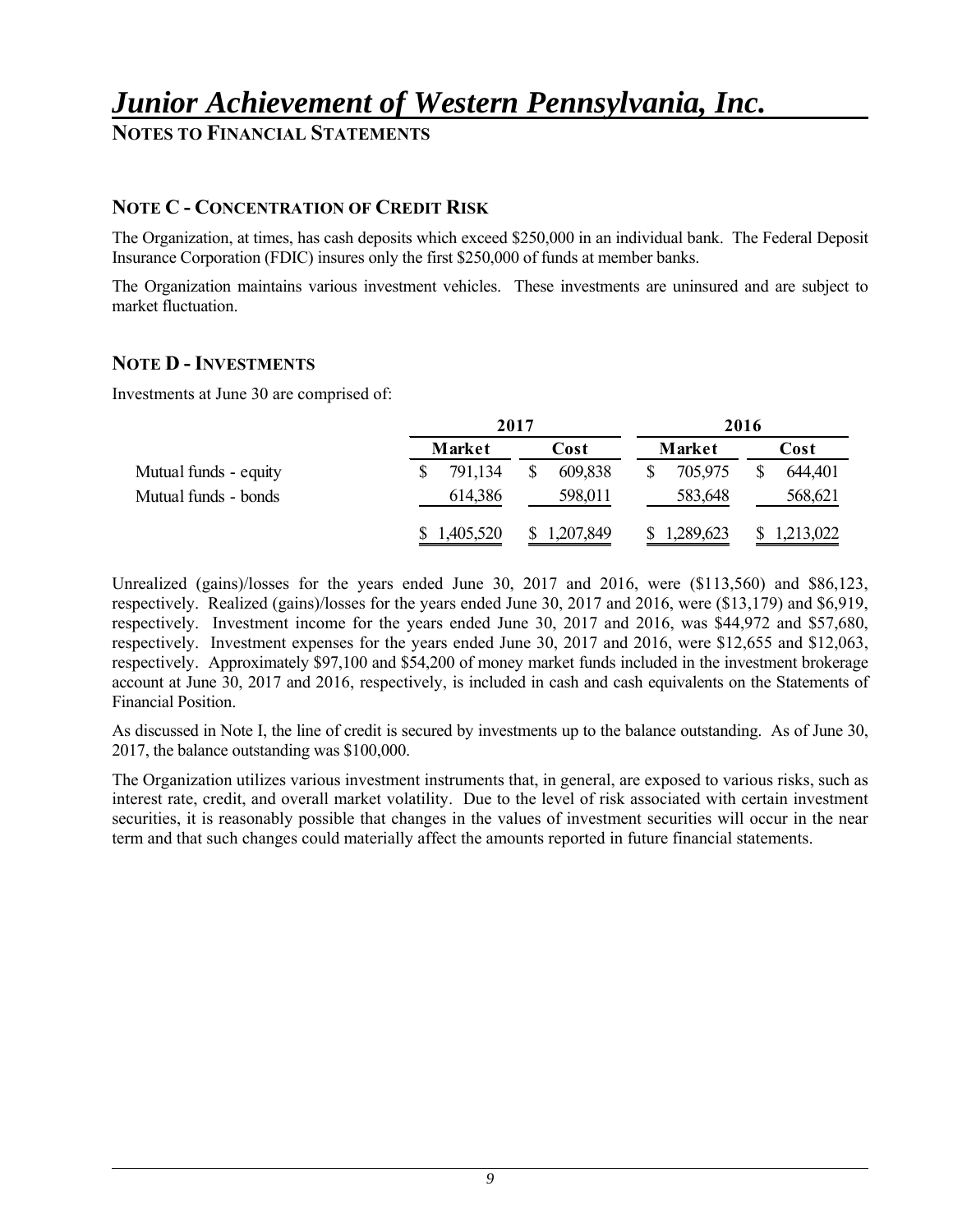# *Junior Achievement of Western Pennsylvania, Inc.*

**NOTES TO FINANCIAL STATEMENTS**

## NOTE C - CONCENTRATION OF CREDIT RISK

The Organization, at times, has cash deposits which exceed $250,000 in an individual bank. The Federal Deposit Insurance Corporation (FDIC) insures only the first $250,000 of funds at member banks.

The Organization maintains various investment vehicles. These investments are uninsured and are subject to market fluctuation.

## NOTE D - INVESTMENTS

Investments at June 30 are comprised of:

| | 2017 | | 2016 | |
|---|---|---|---|---|
| | Market | Cost | Market | Cost |
| Mutual funds - equity | $ 791,134 | $ 609,838 | $ 705,975 | $ 644,401 |
| Mutual funds - bonds | 614,386 | 598,011 | 583,648 | 568,621 |
| | $ 1,405,520 | $ 1,207,849 | $ 1,289,623 | $ 1,213,022 |

Unrealized (gains)/losses for the years ended June 30, 2017 and 2016, were ($113,560) and $86,123, respectively. Realized (gains)/losses for the years ended June 30, 2017 and 2016, were ($13,179) and $6,919, respectively. Investment income for the years ended June 30, 2017 and 2016, was $44,972 and $57,680, respectively. Investment expenses for the years ended June 30, 2017 and 2016, were $12,655 and $12,063, respectively. Approximately $97,100 and $54,200 of money market funds included in the investment brokerage account at June 30, 2017 and 2016, respectively, is included in cash and cash equivalents on the Statements of Financial Position.

As discussed in Note I, the line of credit is secured by investments up to the balance outstanding. As of June 30, 2017, the balance outstanding was $100,000.

The Organization utilizes various investment instruments that, in general, are exposed to various risks, such as interest rate, credit, and overall market volatility. Due to the level of risk associated with certain investment securities, it is reasonably possible that changes in the values of investment securities will occur in the near term and that such changes could materially affect the amounts reported in future financial statements.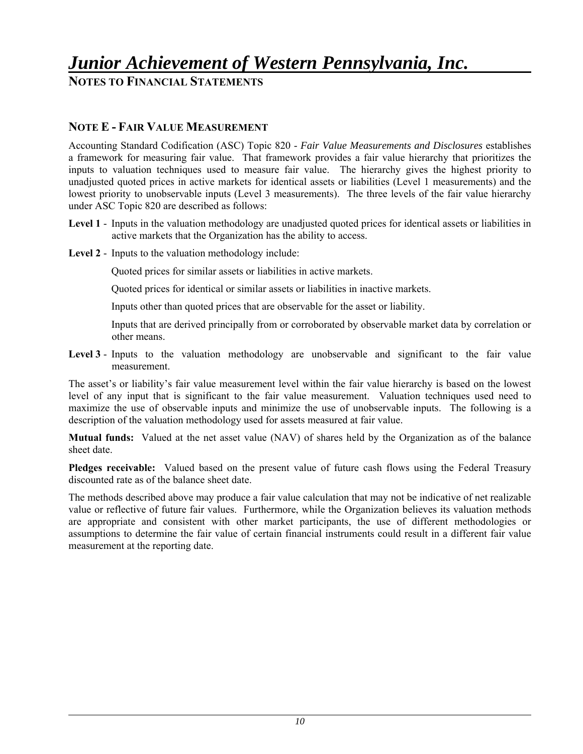# Junior Achievement of Western Pennsylvania, Inc.

## NOTES TO FINANCIAL STATEMENTS

### NOTE E - FAIR VALUE MEASUREMENT

Accounting Standard Codification (ASC) Topic 820 - *Fair Value Measurements and Disclosures* establishes a framework for measuring fair value. That framework provides a fair value hierarchy that prioritizes the inputs to valuation techniques used to measure fair value. The hierarchy gives the highest priority to unadjusted quoted prices in active markets for identical assets or liabilities (Level 1 measurements) and the lowest priority to unobservable inputs (Level 3 measurements). The three levels of the fair value hierarchy under ASC Topic 820 are described as follows:

**Level 1** - Inputs in the valuation methodology are unadjusted quoted prices for identical assets or liabilities in active markets that the Organization has the ability to access.

**Level 2** - Inputs to the valuation methodology include:

Quoted prices for similar assets or liabilities in active markets.

Quoted prices for identical or similar assets or liabilities in inactive markets.

Inputs other than quoted prices that are observable for the asset or liability.

Inputs that are derived principally from or corroborated by observable market data by correlation or other means.

**Level 3** - Inputs to the valuation methodology are unobservable and significant to the fair value measurement.

The asset's or liability's fair value measurement level within the fair value hierarchy is based on the lowest level of any input that is significant to the fair value measurement. Valuation techniques used need to maximize the use of observable inputs and minimize the use of unobservable inputs. The following is a description of the valuation methodology used for assets measured at fair value.

**Mutual funds:** Valued at the net asset value (NAV) of shares held by the Organization as of the balance sheet date.

**Pledges receivable:** Valued based on the present value of future cash flows using the Federal Treasury discounted rate as of the balance sheet date.

The methods described above may produce a fair value calculation that may not be indicative of net realizable value or reflective of future fair values. Furthermore, while the Organization believes its valuation methods are appropriate and consistent with other market participants, the use of different methodologies or assumptions to determine the fair value of certain financial instruments could result in a different fair value measurement at the reporting date.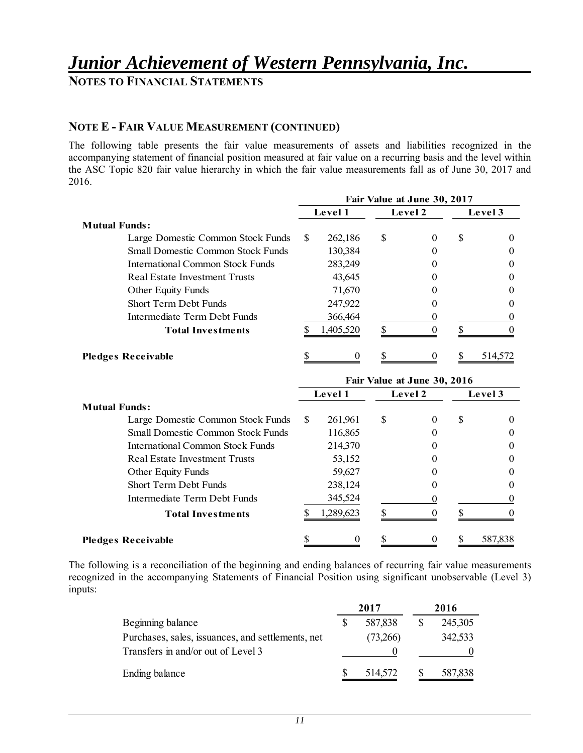# *Junior Achievement of Western Pennsylvania, Inc.*

**NOTES TO FINANCIAL STATEMENTS**

## NOTE E - FAIR VALUE MEASUREMENT (CONTINUED)

The following table presents the fair value measurements of assets and liabilities recognized in the accompanying statement of financial position measured at fair value on a recurring basis and the level within the ASC Topic 820 fair value hierarchy in which the fair value measurements fall as of June 30, 2017 and 2016.

| | Fair Value at June 30, 2017 | | |
|---|---|---|---|
| | **Level 1** | **Level 2** | **Level 3** |
| **Mutual Funds:** | | | |
| Large Domestic Common Stock Funds | $ 262,186 | $ 0 | $ 0 |
| Small Domestic Common Stock Funds | 130,384 | 0 | 0 |
| International Common Stock Funds | 283,249 | 0 | 0 |
| Real Estate Investment Trusts | 43,645 | 0 | 0 |
| Other Equity Funds | 71,670 | 0 | 0 |
| Short Term Debt Funds | 247,922 | 0 | 0 |
| Intermediate Term Debt Funds | 366,464 | 0 | 0 |
| **Total Investments** | $ 1,405,520 | $ 0 | $ 0 |
| **Pledges Receivable** | $ 0 | $ 0 | $ 514,572 |

| | Fair Value at June 30, 2016 | | |
|---|---|---|---|
| | **Level 1** | **Level 2** | **Level 3** |
| **Mutual Funds:** | | | |
| Large Domestic Common Stock Funds | $ 261,961 | $ 0 | $ 0 |
| Small Domestic Common Stock Funds | 116,865 | 0 | 0 |
| International Common Stock Funds | 214,370 | 0 | 0 |
| Real Estate Investment Trusts | 53,152 | 0 | 0 |
| Other Equity Funds | 59,627 | 0 | 0 |
| Short Term Debt Funds | 238,124 | 0 | 0 |
| Intermediate Term Debt Funds | 345,524 | 0 | 0 |
| **Total Investments** | $ 1,289,623 | $ 0 | $ 0 |
| **Pledges Receivable** | $ 0 | $ 0 | $ 587,838 |

The following is a reconciliation of the beginning and ending balances of recurring fair value measurements recognized in the accompanying Statements of Financial Position using significant unobservable (Level 3) inputs:

| | **2017** | **2016** |
|---|---|---|
| Beginning balance | $ 587,838 | $ 245,305 |
| Purchases, sales, issuances, and settlements, net | (73,266) | 342,533 |
| Transfers in and/or out of Level 3 | 0 | 0 |
| Ending balance | $ 514,572 | $ 587,838 |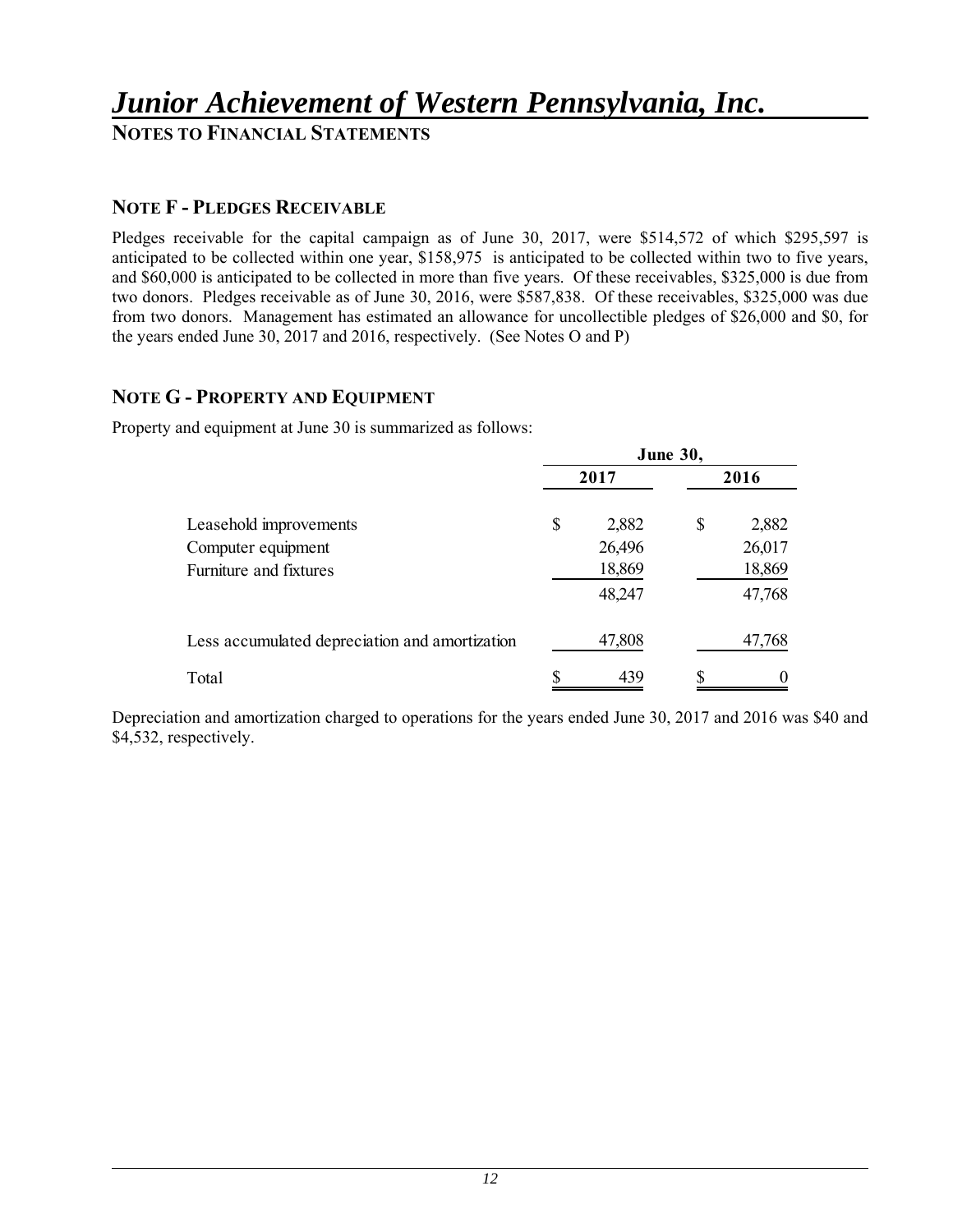# Junior Achievement of Western Pennsylvania, Inc.

## NOTES TO FINANCIAL STATEMENTS

### NOTE F - PLEDGES RECEIVABLE

Pledges receivable for the capital campaign as of June 30, 2017, were \$514,572 of which \$295,597 is anticipated to be collected within one year, \$158,975 is anticipated to be collected within two to five years, and \$60,000 is anticipated to be collected in more than five years. Of these receivables, \$325,000 is due from two donors. Pledges receivable as of June 30, 2016, were \$587,838. Of these receivables, \$325,000 was due from two donors. Management has estimated an allowance for uncollectible pledges of \$26,000 and \$0, for the years ended June 30, 2017 and 2016, respectively. (See Notes O and P)

### NOTE G - PROPERTY AND EQUIPMENT

Property and equipment at June 30 is summarized as follows:

| | June 30, 2017 | June 30, 2016 |
|---|---|---|
| Leasehold improvements | $ 2,882 | $ 2,882 |
| Computer equipment | 26,496 | 26,017 |
| Furniture and fixtures | 18,869 | 18,869 |
| | 48,247 | 47,768 |
| Less accumulated depreciation and amortization | 47,808 | 47,768 |
| Total | $ 439 | $ 0 |

Depreciation and amortization charged to operations for the years ended June 30, 2017 and 2016 was \$40 and \$4,532, respectively.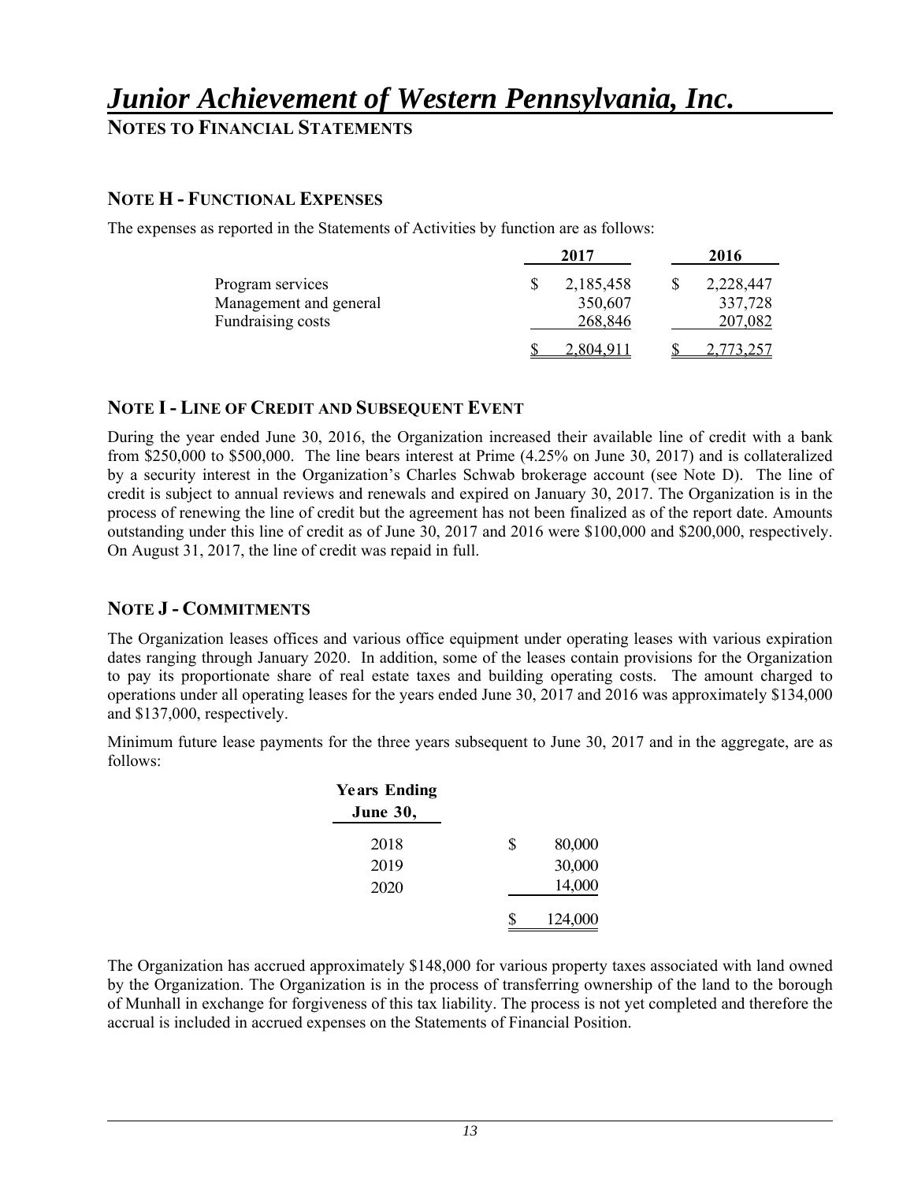# Junior Achievement of Western Pennsylvania, Inc.

## NOTES TO FINANCIAL STATEMENTS

### NOTE H - FUNCTIONAL EXPENSES

The expenses as reported in the Statements of Activities by function are as follows:

| | 2017 | 2016 |
|---|---|---|
| Program services | $ 2,185,458 | $ 2,228,447 |
| Management and general | 350,607 | 337,728 |
| Fundraising costs | 268,846 | 207,082 |
| | $ 2,804,911 | $ 2,773,257 |

### NOTE I - LINE OF CREDIT AND SUBSEQUENT EVENT

During the year ended June 30, 2016, the Organization increased their available line of credit with a bank from $250,000 to $500,000. The line bears interest at Prime (4.25% on June 30, 2017) and is collateralized by a security interest in the Organization's Charles Schwab brokerage account (see Note D). The line of credit is subject to annual reviews and renewals and expired on January 30, 2017. The Organization is in the process of renewing the line of credit but the agreement has not been finalized as of the report date. Amounts outstanding under this line of credit as of June 30, 2017 and 2016 were $100,000 and $200,000, respectively. On August 31, 2017, the line of credit was repaid in full.

### NOTE J - COMMITMENTS

The Organization leases offices and various office equipment under operating leases with various expiration dates ranging through January 2020. In addition, some of the leases contain provisions for the Organization to pay its proportionate share of real estate taxes and building operating costs. The amount charged to operations under all operating leases for the years ended June 30, 2017 and 2016 was approximately $134,000 and $137,000, respectively.

Minimum future lease payments for the three years subsequent to June 30, 2017 and in the aggregate, are as follows:

| Years Ending June 30, | |
|---|---|
| 2018 | $ 80,000 |
| 2019 | 30,000 |
| 2020 | 14,000 |
| | $ 124,000 |

The Organization has accrued approximately $148,000 for various property taxes associated with land owned by the Organization. The Organization is in the process of transferring ownership of the land to the borough of Munhall in exchange for forgiveness of this tax liability. The process is not yet completed and therefore the accrual is included in accrued expenses on the Statements of Financial Position.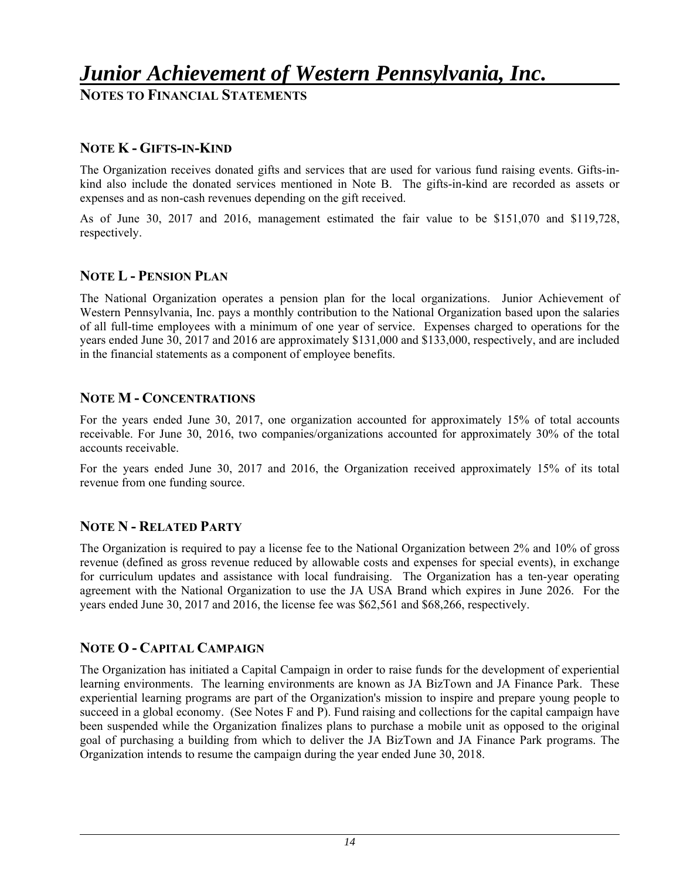# *Junior Achievement of Western Pennsylvania, Inc.*

**NOTES TO FINANCIAL STATEMENTS**

## NOTE K - GIFTS-IN-KIND

The Organization receives donated gifts and services that are used for various fund raising events. Gifts-in-kind also include the donated services mentioned in Note B. The gifts-in-kind are recorded as assets or expenses and as non-cash revenues depending on the gift received.

As of June 30, 2017 and 2016, management estimated the fair value to be $151,070 and $119,728, respectively.

## NOTE L - PENSION PLAN

The National Organization operates a pension plan for the local organizations. Junior Achievement of Western Pennsylvania, Inc. pays a monthly contribution to the National Organization based upon the salaries of all full-time employees with a minimum of one year of service. Expenses charged to operations for the years ended June 30, 2017 and 2016 are approximately $131,000 and $133,000, respectively, and are included in the financial statements as a component of employee benefits.

## NOTE M - CONCENTRATIONS

For the years ended June 30, 2017, one organization accounted for approximately 15% of total accounts receivable. For June 30, 2016, two companies/organizations accounted for approximately 30% of the total accounts receivable.

For the years ended June 30, 2017 and 2016, the Organization received approximately 15% of its total revenue from one funding source.

## NOTE N - RELATED PARTY

The Organization is required to pay a license fee to the National Organization between 2% and 10% of gross revenue (defined as gross revenue reduced by allowable costs and expenses for special events), in exchange for curriculum updates and assistance with local fundraising. The Organization has a ten-year operating agreement with the National Organization to use the JA USA Brand which expires in June 2026. For the years ended June 30, 2017 and 2016, the license fee was $62,561 and $68,266, respectively.

## NOTE O - CAPITAL CAMPAIGN

The Organization has initiated a Capital Campaign in order to raise funds for the development of experiential learning environments. The learning environments are known as JA BizTown and JA Finance Park. These experiential learning programs are part of the Organization's mission to inspire and prepare young people to succeed in a global economy. (See Notes F and P). Fund raising and collections for the capital campaign have been suspended while the Organization finalizes plans to purchase a mobile unit as opposed to the original goal of purchasing a building from which to deliver the JA BizTown and JA Finance Park programs. The Organization intends to resume the campaign during the year ended June 30, 2018.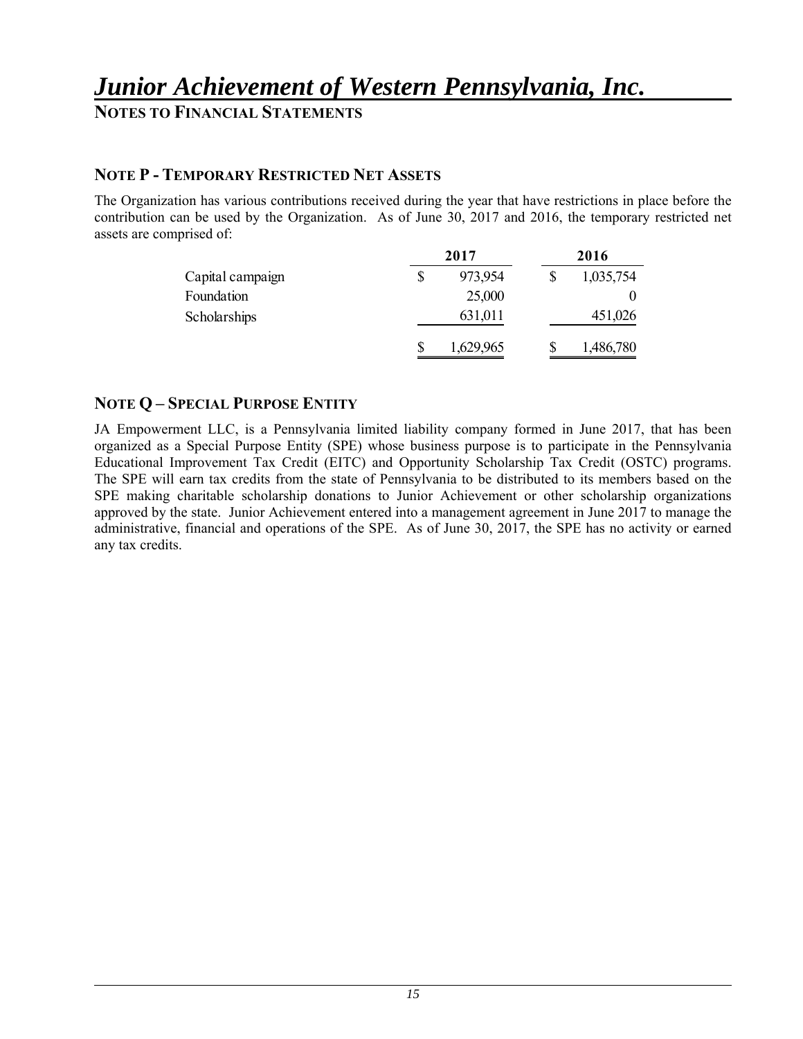# *Junior Achievement of Western Pennsylvania, Inc.*

**NOTES TO FINANCIAL STATEMENTS**

## NOTE P - TEMPORARY RESTRICTED NET ASSETS

The Organization has various contributions received during the year that have restrictions in place before the contribution can be used by the Organization. As of June 30, 2017 and 2016, the temporary restricted net assets are comprised of:

| | 2017 | 2016 |
|---|---|---|
| Capital campaign | $ 973,954 | $ 1,035,754 |
| Foundation | 25,000 | 0 |
| Scholarships | 631,011 | 451,026 |
| | $ 1,629,965 | $ 1,486,780 |

## NOTE Q – SPECIAL PURPOSE ENTITY

JA Empowerment LLC, is a Pennsylvania limited liability company formed in June 2017, that has been organized as a Special Purpose Entity (SPE) whose business purpose is to participate in the Pennsylvania Educational Improvement Tax Credit (EITC) and Opportunity Scholarship Tax Credit (OSTC) programs. The SPE will earn tax credits from the state of Pennsylvania to be distributed to its members based on the SPE making charitable scholarship donations to Junior Achievement or other scholarship organizations approved by the state. Junior Achievement entered into a management agreement in June 2017 to manage the administrative, financial and operations of the SPE. As of June 30, 2017, the SPE has no activity or earned any tax credits.